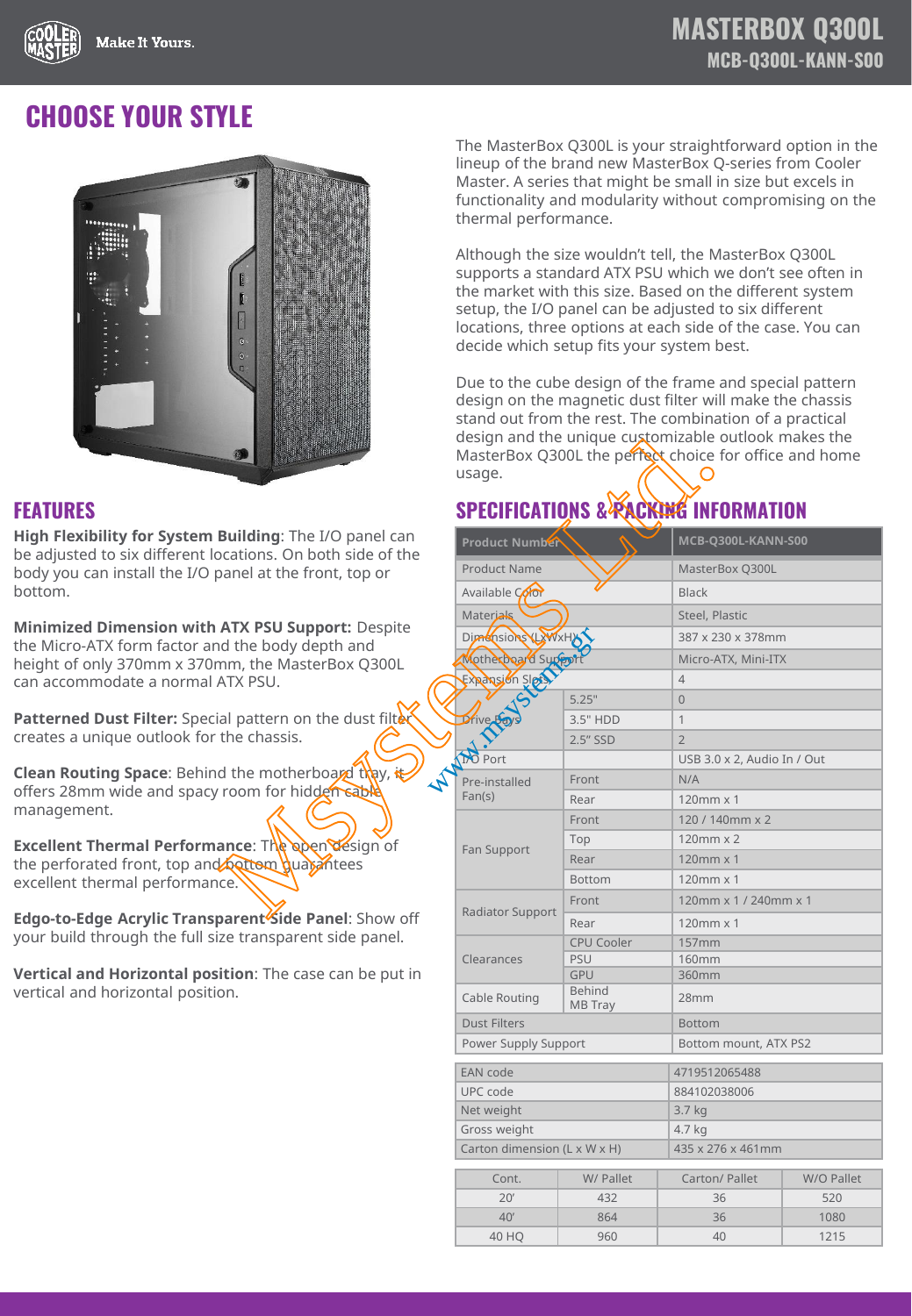# MASTERBOX Q300L
## MCB-Q300L-KANN-S00

## CHOOSE YOUR STYLE

The MasterBox Q300L is your straightforward option in the lineup of the brand new MasterBox Q-series from Cooler Master. A series that might be small in size but excels in functionality and modularity without compromising on the thermal performance.

Although the size wouldn't tell, the MasterBox Q300L supports a standard ATX PSU which we don't see often in the market with this size. Based on the different system setup, the I/O panel can be adjusted to six different locations, three options at each side of the case. You can decide which setup fits your system best.

Due to the cube design of the frame and special pattern design on the magnetic dust filter will make the chassis stand out from the rest. The combination of a practical design and the unique customizable outlook makes the MasterBox Q300L the perfect choice for office and home usage.

## FEATURES

**High Flexibility for System Building**: The I/O panel can be adjusted to six different locations. On both side of the body you can install the I/O panel at the front, top or bottom.

**Minimized Dimension with ATX PSU Support:** Despite the Micro-ATX form factor and the body depth and height of only 370mm x 370mm, the MasterBox Q300L can accommodate a normal ATX PSU.

**Patterned Dust Filter:** Special pattern on the dust filter creates a unique outlook for the chassis.

**Clean Routing Space**: Behind the motherboard tray, it offers 28mm wide and spacy room for hidden cable management.

**Excellent Thermal Performance**: The open design of the perforated front, top and bottom guarantees excellent thermal performance.

**Edgo-to-Edge Acrylic Transparent Side Panel**: Show off your build through the full size transparent side panel.

**Vertical and Horizontal position**: The case can be put in vertical and horizontal position.

## SPECIFICATIONS & PACKING INFORMATION

| Product Number | | MCB-Q300L-KANN-S00 |
|---|---|---|
| Product Name | | MasterBox Q300L |
| Available Color | | Black |
| Materials | | Steel, Plastic |
| Dimensions (LxWxH) | | 387 x 230 x 378mm |
| Motherboard Support | | Micro-ATX, Mini-ITX |
| Expansion Slots | | 4 |
| Drive Bays | 5.25" | 0 |
| | 3.5" HDD | 1 |
| | 2.5" SSD | 2 |
| I/O Port | | USB 3.0 x 2, Audio In / Out |
| Pre-installed Fan(s) | Front | N/A |
| | Rear | 120mm x 1 |
| Fan Support | Front | 120 / 140mm x 2 |
| | Top | 120mm x 2 |
| | Rear | 120mm x 1 |
| | Bottom | 120mm x 1 |
| Radiator Support | Front | 120mm x 1 / 240mm x 1 |
| | Rear | 120mm x 1 |
| Clearances | CPU Cooler | 157mm |
| | PSU | 160mm |
| | GPU | 360mm |
| Cable Routing | Behind MB Tray | 28mm |
| Dust Filters | | Bottom |
| Power Supply Support | | Bottom mount, ATX PS2 |

| EAN code | 4719512065488 |
|---|---|
| UPC code | 884102038006 |
| Net weight | 3.7 kg |
| Gross weight | 4.7 kg |
| Carton dimension (L x W x H) | 435 x 276 x 461mm |

| Cont. | W/ Pallet | Carton/ Pallet | W/O Pallet |
|---|---|---|---|
| 20' | 432 | 36 | 520 |
| 40' | 864 | 36 | 1080 |
| 40 HQ | 960 | 40 | 1215 |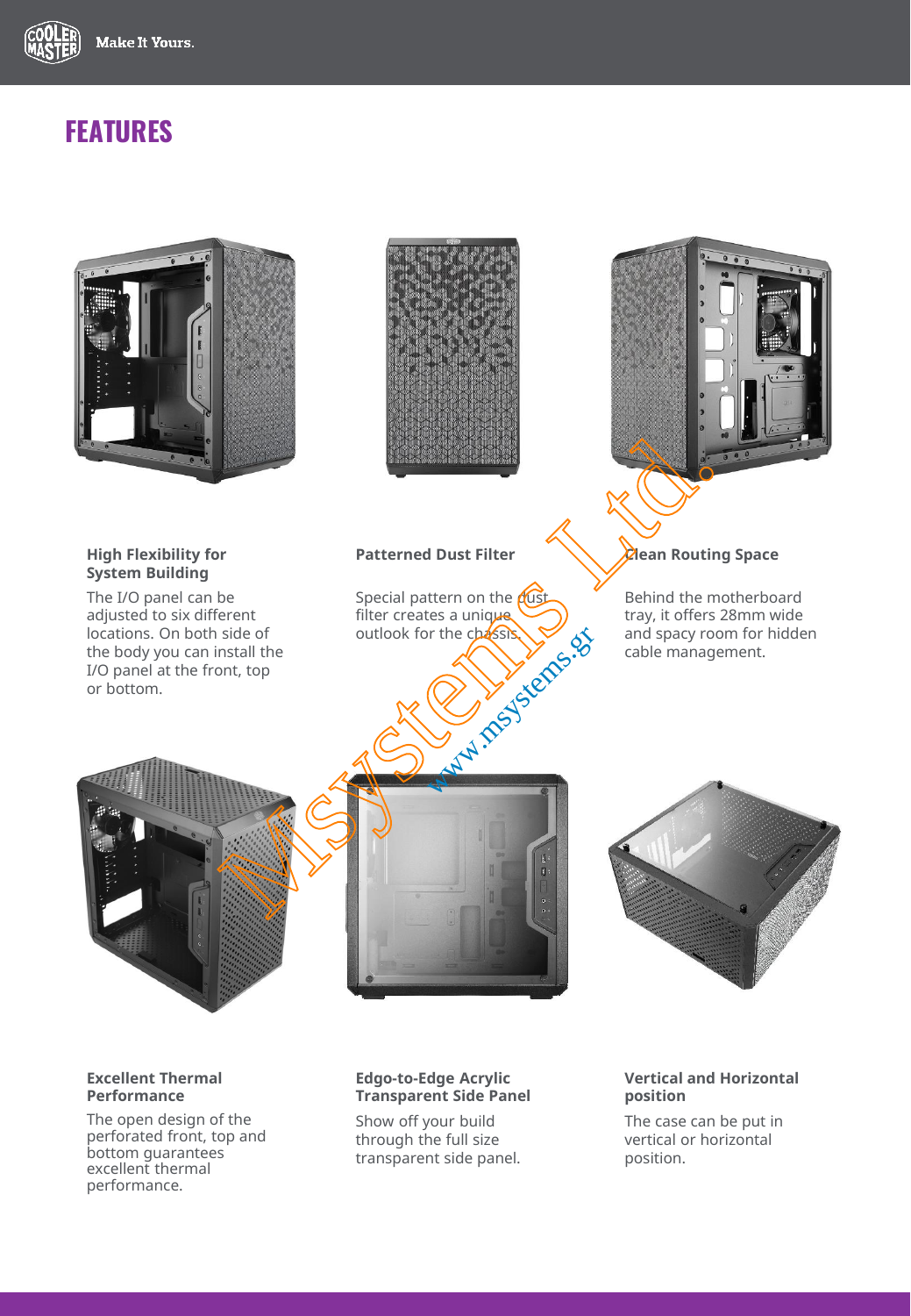# FEATURES

### High Flexibility for System Building

The I/O panel can be adjusted to six different locations. On both side of the body you can install the I/O panel at the front, top or bottom.

### Patterned Dust Filter

Special pattern on the dust filter creates a unique outlook for the chassis.

### Clean Routing Space

Behind the motherboard tray, it offers 28mm wide and spacy room for hidden cable management.

### Excellent Thermal Performance

The open design of the perforated front, top and bottom guarantees excellent thermal performance.

### Edgo-to-Edge Acrylic Transparent Side Panel

Show off your build through the full size transparent side panel.

### Vertical and Horizontal position

The case can be put in vertical or horizontal position.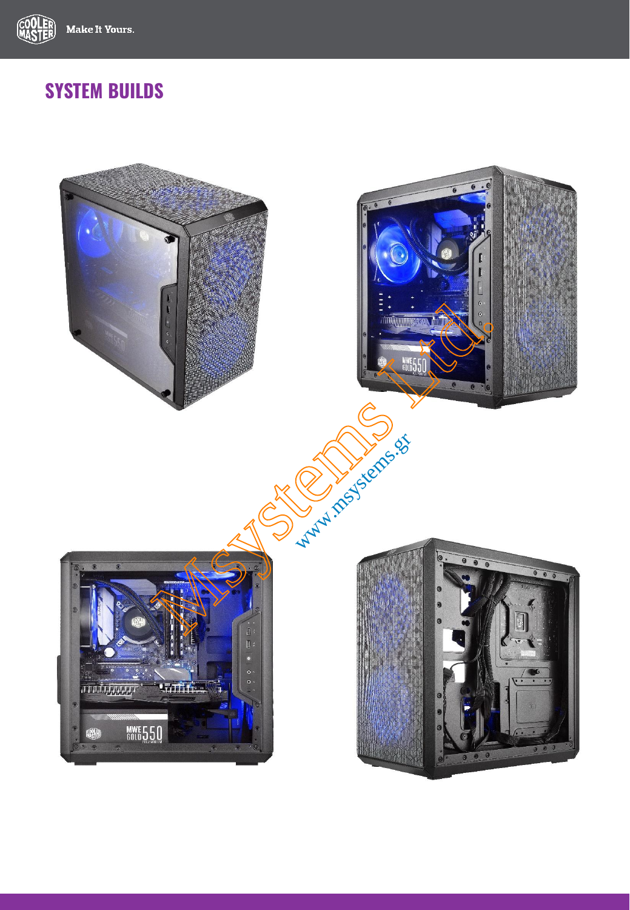# SYSTEM BUILDS